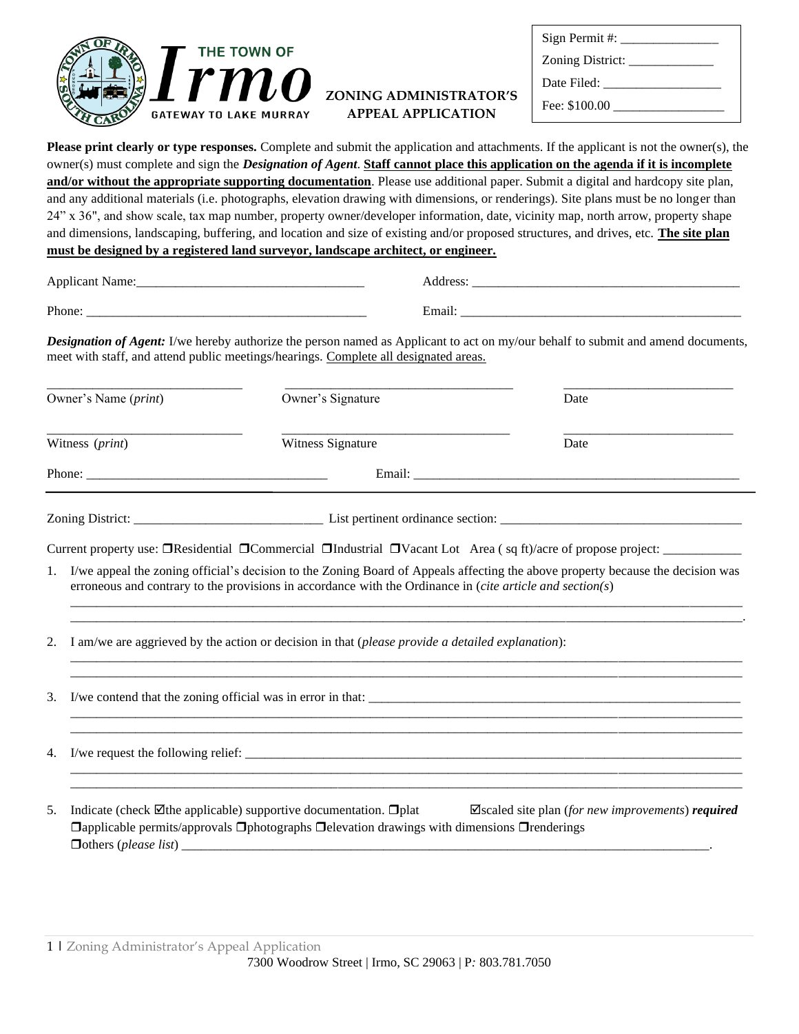THE TOWN OF **Irmo** GATEWAY TO LAKE MURRAY

# ZONING ADMINISTRATOR'S APPEAL APPLICATION

Sign Permit #: _______________
Zoning District: _____________
Date Filed: __________________
Fee: $100.00 _________________

**Please print clearly or type responses.** Complete and submit the application and attachments. If the applicant is not the owner(s), the owner(s) must complete and sign the ***Designation of Agent***. **Staff cannot place this application on the agenda if it is incomplete and/or without the appropriate supporting documentation**. Please use additional paper. Submit a digital and hardcopy site plan, and any additional materials (i.e. photographs, elevation drawing with dimensions, or renderings). Site plans must be no longer than 24" x 36", and show scale, tax map number, property owner/developer information, date, vicinity map, north arrow, property shape and dimensions, landscaping, buffering, and location and size of existing and/or proposed structures, and drives, etc. **The site plan must be designed by a registered land surveyor, landscape architect, or engineer.**

Applicant Name:___________________________________ Address: __________________________________________

Phone: ____________________________________________ Email: ____________________________________________

***Designation of Agent:*** I/we hereby authorize the person named as Applicant to act on my/our behalf to submit and amend documents, meet with staff, and attend public meetings/hearings. Complete all designated areas.

______________________________ ___________________________________ __________________________
Owner's Name (*print*) Owner's Signature Date

______________________________ ___________________________________ __________________________
Witness (*print*) Witness Signature Date

Phone: ____________________________________ Email: ____________________________________________________

---

Zoning District: _____________________________ List pertinent ordinance section: ______________________________________

Current property use: ❒Residential ❒Commercial ❒Industrial ❒Vacant Lot Area ( sq ft)/acre of propose project: ____________

1. I/we appeal the zoning official's decision to the Zoning Board of Appeals affecting the above property because the decision was erroneous and contrary to the provisions in accordance with the Ordinance in (*cite article and section(s*)
 ____________________________________________________________________________________________________
 ____________________________________________________________________________________________________.

2. I am/we are aggrieved by the action or decision in that (*please provide a detailed explanation*):
 ____________________________________________________________________________________________________
 ____________________________________________________________________________________________________

3. I/we contend that the zoning official was in error in that: ____________________________________________________________
 ____________________________________________________________________________________________________
 ____________________________________________________________________________________________________

4. I/we request the following relief: __________________________________________________________________________
 ____________________________________________________________________________________________________
 ____________________________________________________________________________________________________

5. Indicate (check ☑the applicable) supportive documentation. ❒plat ☑scaled site plan (*for new improvements*) ***required*** ❒applicable permits/approvals ❒photographs ❒elevation drawings with dimensions ❒renderings
 ❒others (*please list*) _________________________________________________________________________________.

7300 Woodrow Street | Irmo, SC 29063 | P: 803.781.7050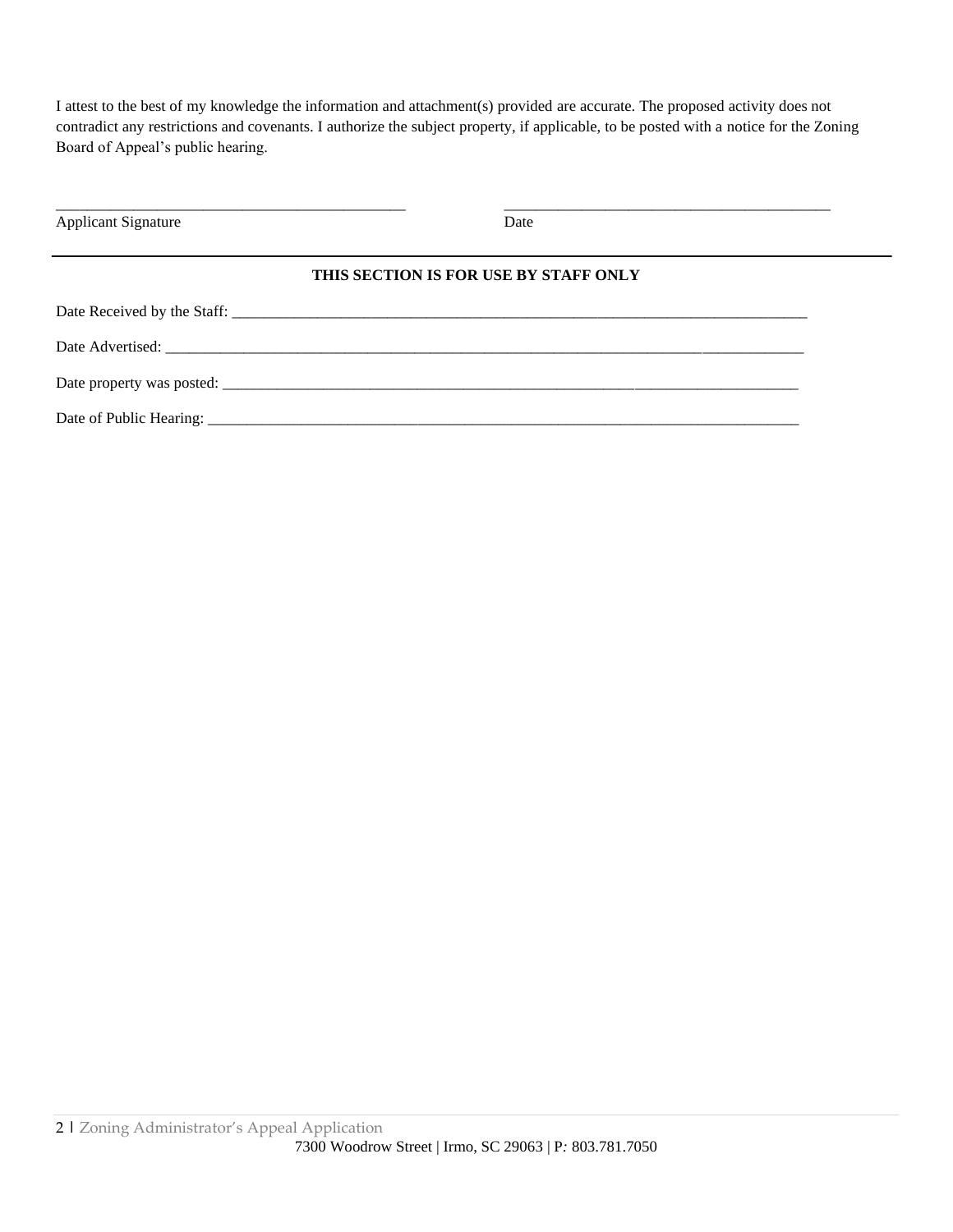I attest to the best of my knowledge the information and attachment(s) provided are accurate. The proposed activity does not contradict any restrictions and covenants. I authorize the subject property, if applicable, to be posted with a notice for the Zoning Board of Appeal's public hearing.

_______________________________________________ _______________________________________________

Applicant Signature Date

---

**THIS SECTION IS FOR USE BY STAFF ONLY**

Date Received by the Staff: ________________________________________________________________________________

Date Advertised: ________________________________________________________________________________________

Date property was posted: ________________________________________________________________________________

Date of Public Hearing: __________________________________________________________________________________